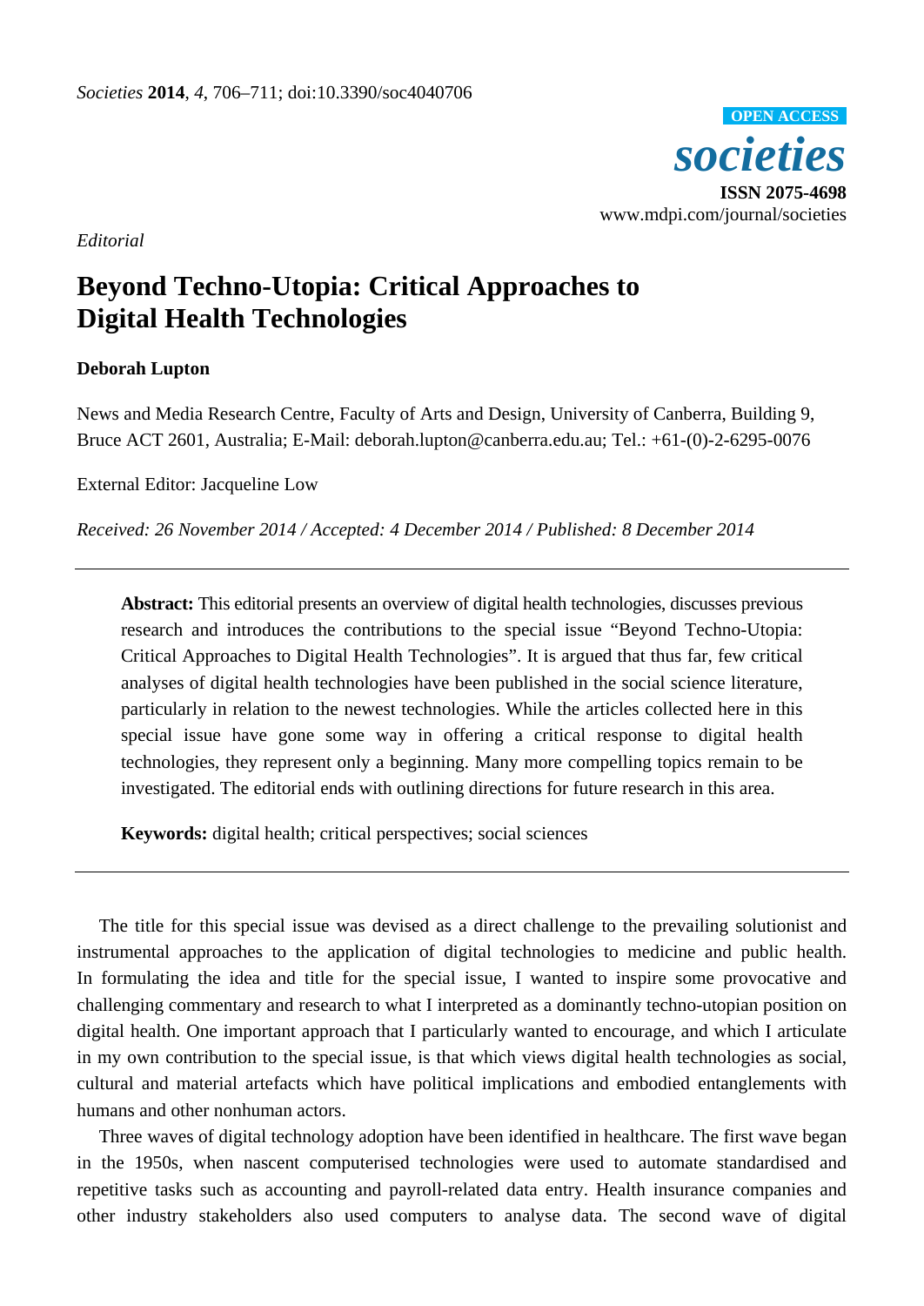*Societies* **2014**, *4*, 706–711; doi:10.3390/soc4040706

OPEN ACCESS

***societies***

**ISSN 2075-4698**

www.mdpi.com/journal/societies

*Editorial*

# Beyond Techno-Utopia: Critical Approaches to Digital Health Technologies

**Deborah Lupton**

News and Media Research Centre, Faculty of Arts and Design, University of Canberra, Building 9, Bruce ACT 2601, Australia; E-Mail: deborah.lupton@canberra.edu.au; Tel.: +61-(0)-2-6295-0076

External Editor: Jacqueline Low

*Received: 26 November 2014 / Accepted: 4 December 2014 / Published: 8 December 2014*

---

**Abstract:** This editorial presents an overview of digital health technologies, discusses previous research and introduces the contributions to the special issue "Beyond Techno-Utopia: Critical Approaches to Digital Health Technologies". It is argued that thus far, few critical analyses of digital health technologies have been published in the social science literature, particularly in relation to the newest technologies. While the articles collected here in this special issue have gone some way in offering a critical response to digital health technologies, they represent only a beginning. Many more compelling topics remain to be investigated. The editorial ends with outlining directions for future research in this area.

**Keywords:** digital health; critical perspectives; social sciences

---

The title for this special issue was devised as a direct challenge to the prevailing solutionist and instrumental approaches to the application of digital technologies to medicine and public health. In formulating the idea and title for the special issue, I wanted to inspire some provocative and challenging commentary and research to what I interpreted as a dominantly techno-utopian position on digital health. One important approach that I particularly wanted to encourage, and which I articulate in my own contribution to the special issue, is that which views digital health technologies as social, cultural and material artefacts which have political implications and embodied entanglements with humans and other nonhuman actors.

Three waves of digital technology adoption have been identified in healthcare. The first wave began in the 1950s, when nascent computerised technologies were used to automate standardised and repetitive tasks such as accounting and payroll-related data entry. Health insurance companies and other industry stakeholders also used computers to analyse data. The second wave of digital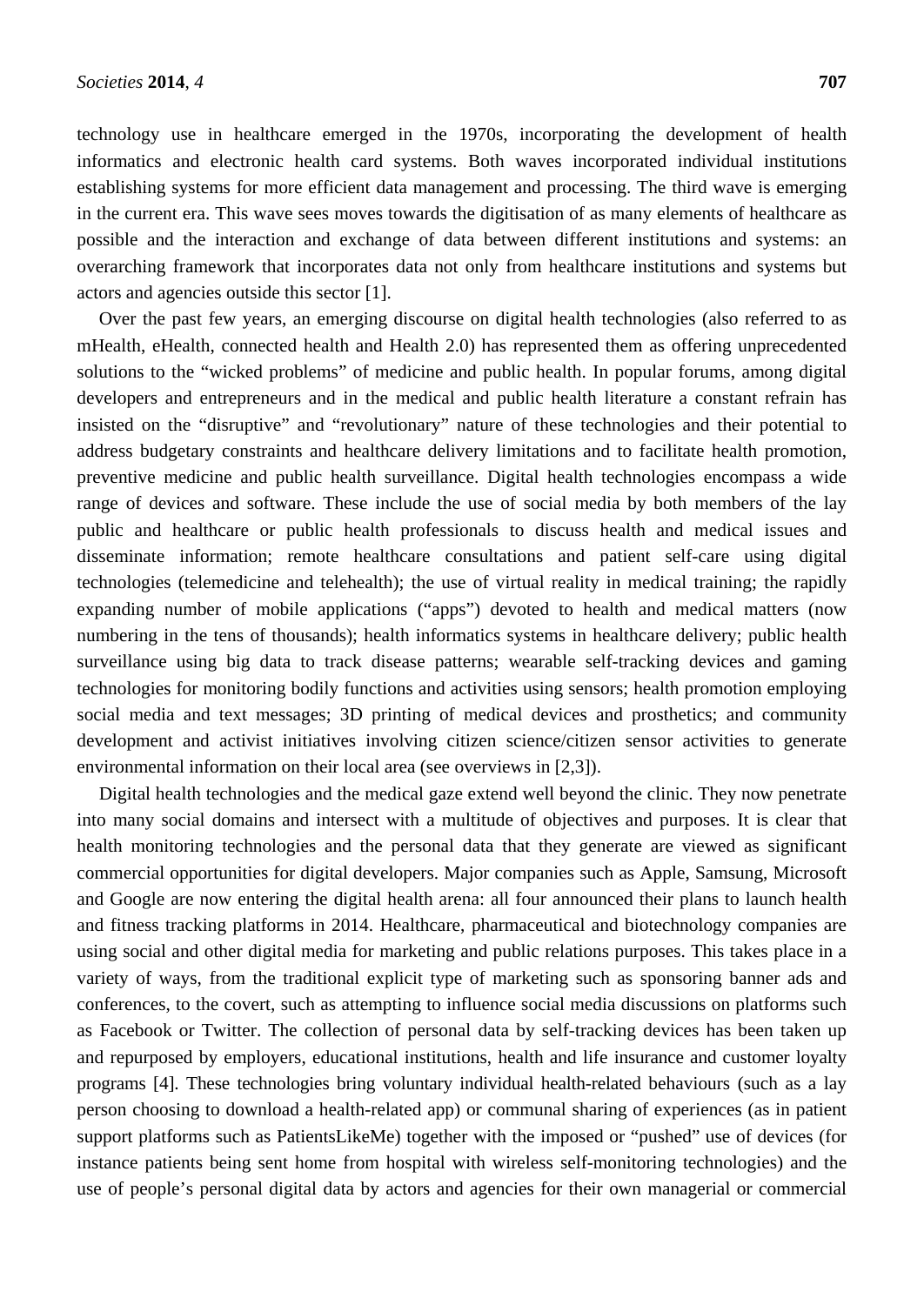technology use in healthcare emerged in the 1970s, incorporating the development of health informatics and electronic health card systems. Both waves incorporated individual institutions establishing systems for more efficient data management and processing. The third wave is emerging in the current era. This wave sees moves towards the digitisation of as many elements of healthcare as possible and the interaction and exchange of data between different institutions and systems: an overarching framework that incorporates data not only from healthcare institutions and systems but actors and agencies outside this sector [1].

Over the past few years, an emerging discourse on digital health technologies (also referred to as mHealth, eHealth, connected health and Health 2.0) has represented them as offering unprecedented solutions to the "wicked problems" of medicine and public health. In popular forums, among digital developers and entrepreneurs and in the medical and public health literature a constant refrain has insisted on the "disruptive" and "revolutionary" nature of these technologies and their potential to address budgetary constraints and healthcare delivery limitations and to facilitate health promotion, preventive medicine and public health surveillance. Digital health technologies encompass a wide range of devices and software. These include the use of social media by both members of the lay public and healthcare or public health professionals to discuss health and medical issues and disseminate information; remote healthcare consultations and patient self-care using digital technologies (telemedicine and telehealth); the use of virtual reality in medical training; the rapidly expanding number of mobile applications ("apps") devoted to health and medical matters (now numbering in the tens of thousands); health informatics systems in healthcare delivery; public health surveillance using big data to track disease patterns; wearable self-tracking devices and gaming technologies for monitoring bodily functions and activities using sensors; health promotion employing social media and text messages; 3D printing of medical devices and prosthetics; and community development and activist initiatives involving citizen science/citizen sensor activities to generate environmental information on their local area (see overviews in [2,3]).

Digital health technologies and the medical gaze extend well beyond the clinic. They now penetrate into many social domains and intersect with a multitude of objectives and purposes. It is clear that health monitoring technologies and the personal data that they generate are viewed as significant commercial opportunities for digital developers. Major companies such as Apple, Samsung, Microsoft and Google are now entering the digital health arena: all four announced their plans to launch health and fitness tracking platforms in 2014. Healthcare, pharmaceutical and biotechnology companies are using social and other digital media for marketing and public relations purposes. This takes place in a variety of ways, from the traditional explicit type of marketing such as sponsoring banner ads and conferences, to the covert, such as attempting to influence social media discussions on platforms such as Facebook or Twitter. The collection of personal data by self-tracking devices has been taken up and repurposed by employers, educational institutions, health and life insurance and customer loyalty programs [4]. These technologies bring voluntary individual health-related behaviours (such as a lay person choosing to download a health-related app) or communal sharing of experiences (as in patient support platforms such as PatientsLikeMe) together with the imposed or "pushed" use of devices (for instance patients being sent home from hospital with wireless self-monitoring technologies) and the use of people's personal digital data by actors and agencies for their own managerial or commercial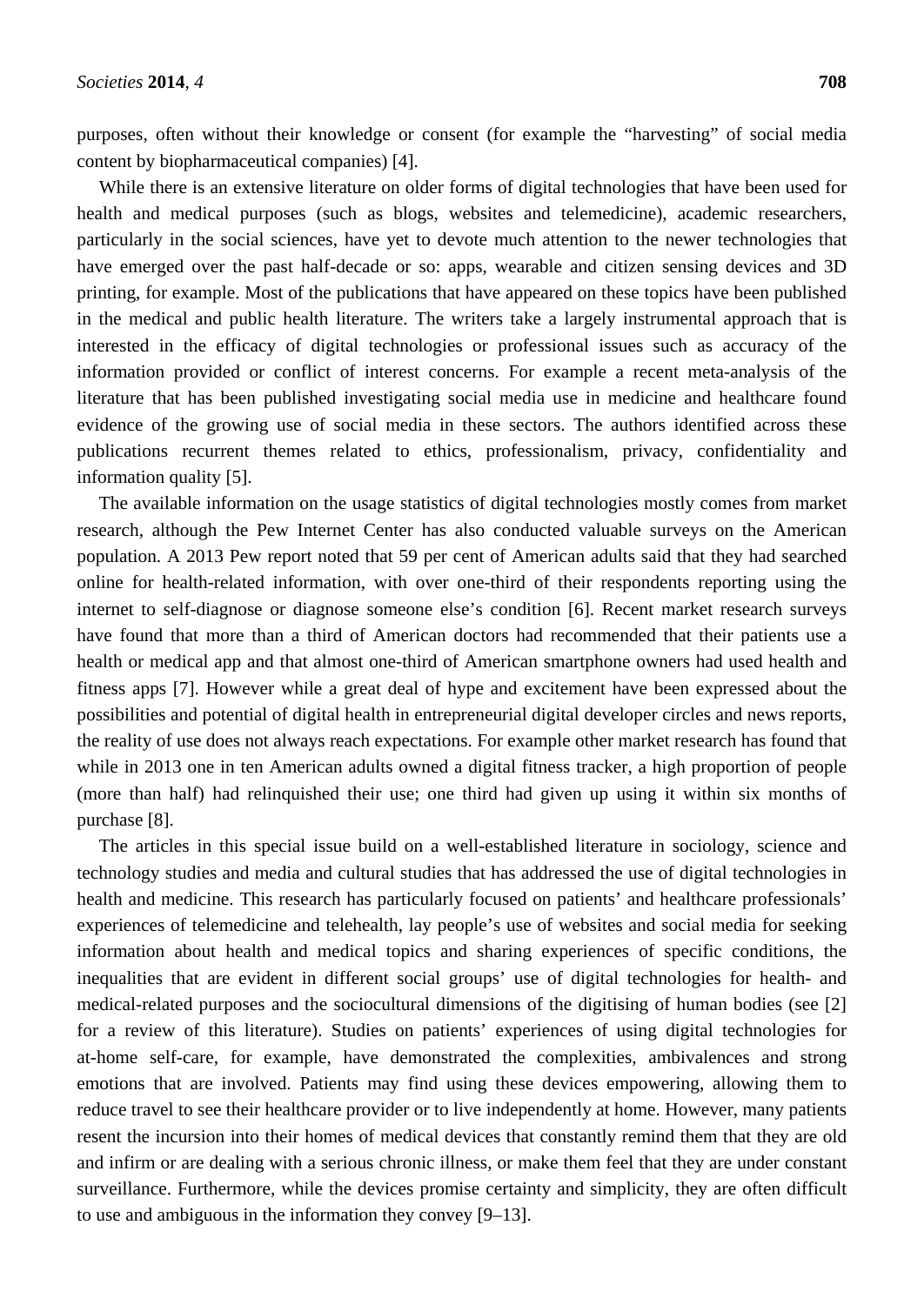purposes, often without their knowledge or consent (for example the "harvesting" of social media content by biopharmaceutical companies) [4].

While there is an extensive literature on older forms of digital technologies that have been used for health and medical purposes (such as blogs, websites and telemedicine), academic researchers, particularly in the social sciences, have yet to devote much attention to the newer technologies that have emerged over the past half-decade or so: apps, wearable and citizen sensing devices and 3D printing, for example. Most of the publications that have appeared on these topics have been published in the medical and public health literature. The writers take a largely instrumental approach that is interested in the efficacy of digital technologies or professional issues such as accuracy of the information provided or conflict of interest concerns. For example a recent meta-analysis of the literature that has been published investigating social media use in medicine and healthcare found evidence of the growing use of social media in these sectors. The authors identified across these publications recurrent themes related to ethics, professionalism, privacy, confidentiality and information quality [5].

The available information on the usage statistics of digital technologies mostly comes from market research, although the Pew Internet Center has also conducted valuable surveys on the American population. A 2013 Pew report noted that 59 per cent of American adults said that they had searched online for health-related information, with over one-third of their respondents reporting using the internet to self-diagnose or diagnose someone else's condition [6]. Recent market research surveys have found that more than a third of American doctors had recommended that their patients use a health or medical app and that almost one-third of American smartphone owners had used health and fitness apps [7]. However while a great deal of hype and excitement have been expressed about the possibilities and potential of digital health in entrepreneurial digital developer circles and news reports, the reality of use does not always reach expectations. For example other market research has found that while in 2013 one in ten American adults owned a digital fitness tracker, a high proportion of people (more than half) had relinquished their use; one third had given up using it within six months of purchase [8].

The articles in this special issue build on a well-established literature in sociology, science and technology studies and media and cultural studies that has addressed the use of digital technologies in health and medicine. This research has particularly focused on patients' and healthcare professionals' experiences of telemedicine and telehealth, lay people's use of websites and social media for seeking information about health and medical topics and sharing experiences of specific conditions, the inequalities that are evident in different social groups' use of digital technologies for health- and medical-related purposes and the sociocultural dimensions of the digitising of human bodies (see [2] for a review of this literature). Studies on patients' experiences of using digital technologies for at-home self-care, for example, have demonstrated the complexities, ambivalences and strong emotions that are involved. Patients may find using these devices empowering, allowing them to reduce travel to see their healthcare provider or to live independently at home. However, many patients resent the incursion into their homes of medical devices that constantly remind them that they are old and infirm or are dealing with a serious chronic illness, or make them feel that they are under constant surveillance. Furthermore, while the devices promise certainty and simplicity, they are often difficult to use and ambiguous in the information they convey [9–13].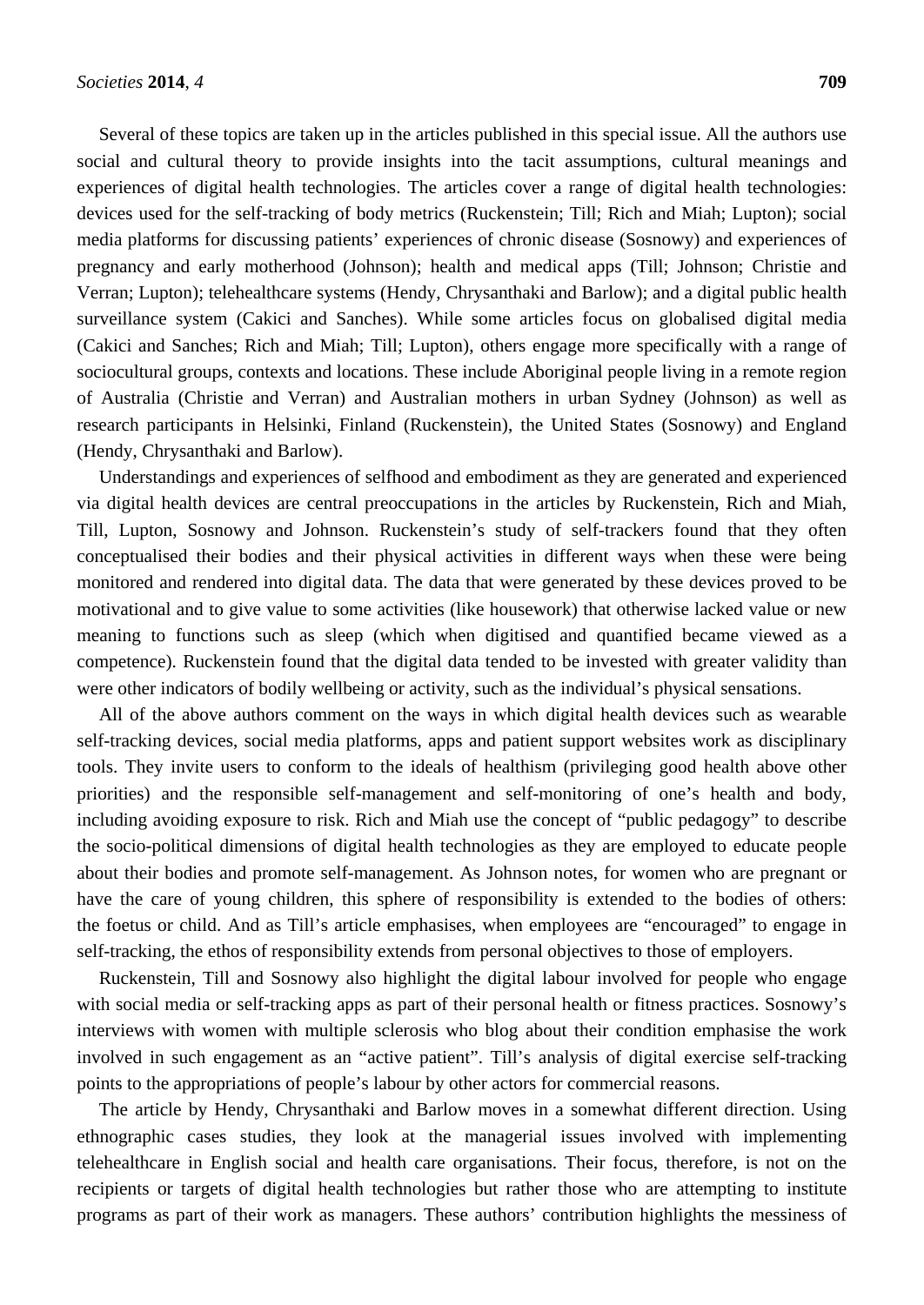Several of these topics are taken up in the articles published in this special issue. All the authors use social and cultural theory to provide insights into the tacit assumptions, cultural meanings and experiences of digital health technologies. The articles cover a range of digital health technologies: devices used for the self-tracking of body metrics (Ruckenstein; Till; Rich and Miah; Lupton); social media platforms for discussing patients' experiences of chronic disease (Sosnowy) and experiences of pregnancy and early motherhood (Johnson); health and medical apps (Till; Johnson; Christie and Verran; Lupton); telehealthcare systems (Hendy, Chrysanthaki and Barlow); and a digital public health surveillance system (Cakici and Sanches). While some articles focus on globalised digital media (Cakici and Sanches; Rich and Miah; Till; Lupton), others engage more specifically with a range of sociocultural groups, contexts and locations. These include Aboriginal people living in a remote region of Australia (Christie and Verran) and Australian mothers in urban Sydney (Johnson) as well as research participants in Helsinki, Finland (Ruckenstein), the United States (Sosnowy) and England (Hendy, Chrysanthaki and Barlow).

Understandings and experiences of selfhood and embodiment as they are generated and experienced via digital health devices are central preoccupations in the articles by Ruckenstein, Rich and Miah, Till, Lupton, Sosnowy and Johnson. Ruckenstein's study of self-trackers found that they often conceptualised their bodies and their physical activities in different ways when these were being monitored and rendered into digital data. The data that were generated by these devices proved to be motivational and to give value to some activities (like housework) that otherwise lacked value or new meaning to functions such as sleep (which when digitised and quantified became viewed as a competence). Ruckenstein found that the digital data tended to be invested with greater validity than were other indicators of bodily wellbeing or activity, such as the individual's physical sensations.

All of the above authors comment on the ways in which digital health devices such as wearable self-tracking devices, social media platforms, apps and patient support websites work as disciplinary tools. They invite users to conform to the ideals of healthism (privileging good health above other priorities) and the responsible self-management and self-monitoring of one's health and body, including avoiding exposure to risk. Rich and Miah use the concept of "public pedagogy" to describe the socio-political dimensions of digital health technologies as they are employed to educate people about their bodies and promote self-management. As Johnson notes, for women who are pregnant or have the care of young children, this sphere of responsibility is extended to the bodies of others: the foetus or child. And as Till's article emphasises, when employees are "encouraged" to engage in self-tracking, the ethos of responsibility extends from personal objectives to those of employers.

Ruckenstein, Till and Sosnowy also highlight the digital labour involved for people who engage with social media or self-tracking apps as part of their personal health or fitness practices. Sosnowy's interviews with women with multiple sclerosis who blog about their condition emphasise the work involved in such engagement as an "active patient". Till's analysis of digital exercise self-tracking points to the appropriations of people's labour by other actors for commercial reasons.

The article by Hendy, Chrysanthaki and Barlow moves in a somewhat different direction. Using ethnographic cases studies, they look at the managerial issues involved with implementing telehealthcare in English social and health care organisations. Their focus, therefore, is not on the recipients or targets of digital health technologies but rather those who are attempting to institute programs as part of their work as managers. These authors' contribution highlights the messiness of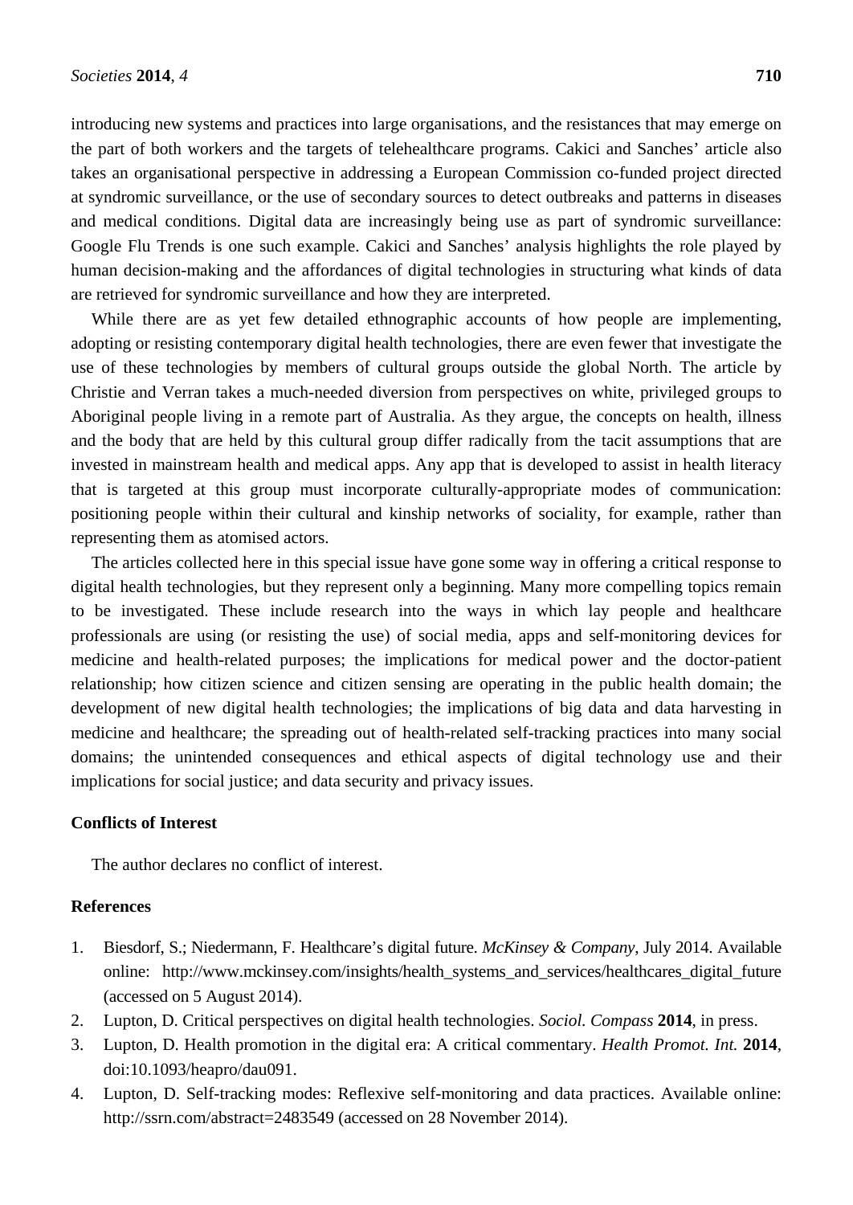introducing new systems and practices into large organisations, and the resistances that may emerge on the part of both workers and the targets of telehealthcare programs. Cakici and Sanches' article also takes an organisational perspective in addressing a European Commission co-funded project directed at syndromic surveillance, or the use of secondary sources to detect outbreaks and patterns in diseases and medical conditions. Digital data are increasingly being use as part of syndromic surveillance: Google Flu Trends is one such example. Cakici and Sanches' analysis highlights the role played by human decision-making and the affordances of digital technologies in structuring what kinds of data are retrieved for syndromic surveillance and how they are interpreted.

While there are as yet few detailed ethnographic accounts of how people are implementing, adopting or resisting contemporary digital health technologies, there are even fewer that investigate the use of these technologies by members of cultural groups outside the global North. The article by Christie and Verran takes a much-needed diversion from perspectives on white, privileged groups to Aboriginal people living in a remote part of Australia. As they argue, the concepts on health, illness and the body that are held by this cultural group differ radically from the tacit assumptions that are invested in mainstream health and medical apps. Any app that is developed to assist in health literacy that is targeted at this group must incorporate culturally-appropriate modes of communication: positioning people within their cultural and kinship networks of sociality, for example, rather than representing them as atomised actors.

The articles collected here in this special issue have gone some way in offering a critical response to digital health technologies, but they represent only a beginning. Many more compelling topics remain to be investigated. These include research into the ways in which lay people and healthcare professionals are using (or resisting the use) of social media, apps and self-monitoring devices for medicine and health-related purposes; the implications for medical power and the doctor-patient relationship; how citizen science and citizen sensing are operating in the public health domain; the development of new digital health technologies; the implications of big data and data harvesting in medicine and healthcare; the spreading out of health-related self-tracking practices into many social domains; the unintended consequences and ethical aspects of digital technology use and their implications for social justice; and data security and privacy issues.

## Conflicts of Interest

The author declares no conflict of interest.

## References

1. Biesdorf, S.; Niedermann, F. Healthcare's digital future. *McKinsey & Company*, July 2014. Available online: http://www.mckinsey.com/insights/health_systems_and_services/healthcares_digital_future (accessed on 5 August 2014).
2. Lupton, D. Critical perspectives on digital health technologies. *Sociol. Compass* **2014**, in press.
3. Lupton, D. Health promotion in the digital era: A critical commentary. *Health Promot. Int.* **2014**, doi:10.1093/heapro/dau091.
4. Lupton, D. Self-tracking modes: Reflexive self-monitoring and data practices. Available online: http://ssrn.com/abstract=2483549 (accessed on 28 November 2014).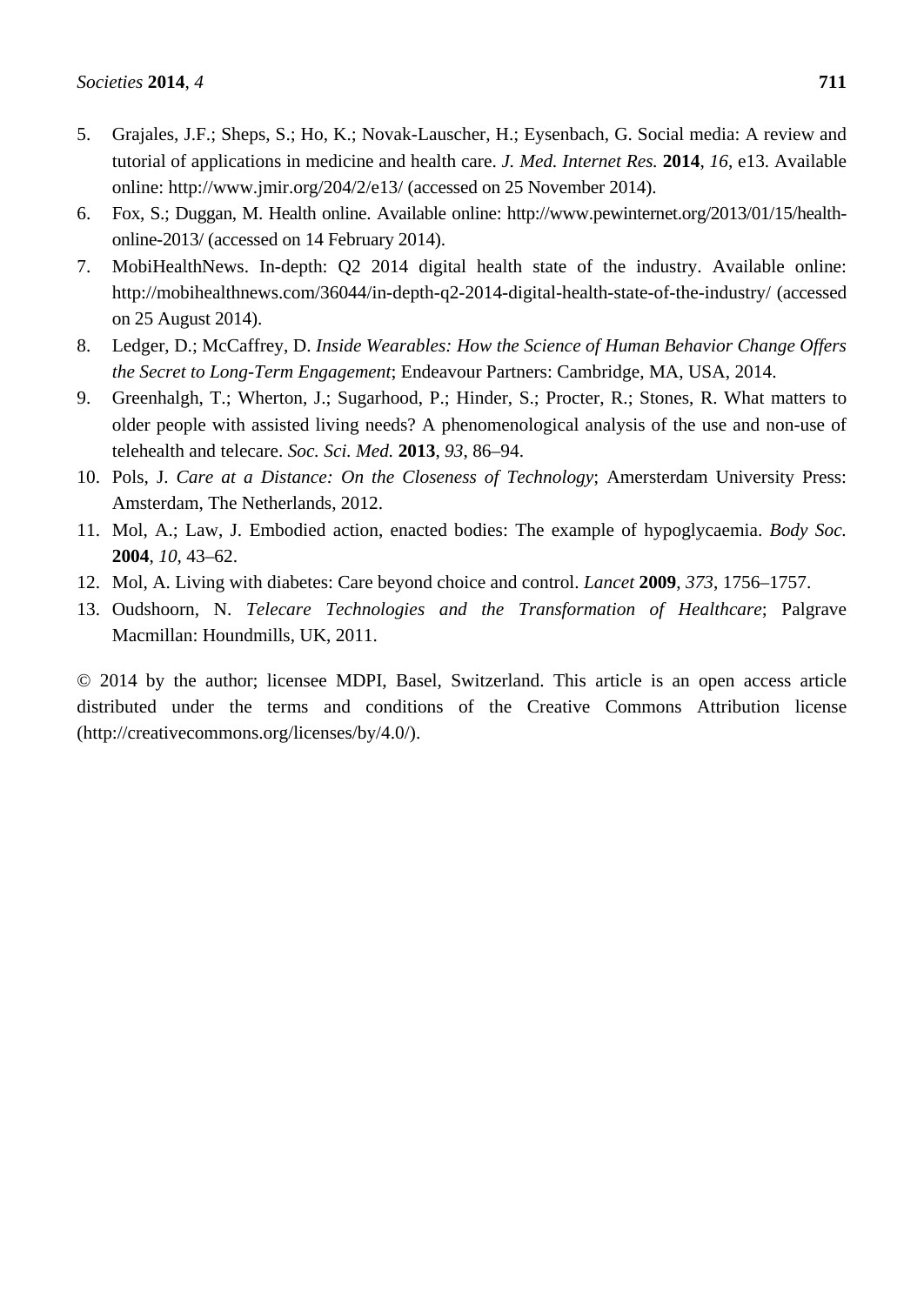5. Grajales, J.F.; Sheps, S.; Ho, K.; Novak-Lauscher, H.; Eysenbach, G. Social media: A review and tutorial of applications in medicine and health care. *J. Med. Internet Res.* **2014**, *16*, e13. Available online: http://www.jmir.org/204/2/e13/ (accessed on 25 November 2014).
6. Fox, S.; Duggan, M. Health online. Available online: http://www.pewinternet.org/2013/01/15/health-online-2013/ (accessed on 14 February 2014).
7. MobiHealthNews. In-depth: Q2 2014 digital health state of the industry. Available online: http://mobihealthnews.com/36044/in-depth-q2-2014-digital-health-state-of-the-industry/ (accessed on 25 August 2014).
8. Ledger, D.; McCaffrey, D. *Inside Wearables: How the Science of Human Behavior Change Offers the Secret to Long-Term Engagement*; Endeavour Partners: Cambridge, MA, USA, 2014.
9. Greenhalgh, T.; Wherton, J.; Sugarhood, P.; Hinder, S.; Procter, R.; Stones, R. What matters to older people with assisted living needs? A phenomenological analysis of the use and non-use of telehealth and telecare. *Soc. Sci. Med.* **2013**, *93*, 86–94.
10. Pols, J. *Care at a Distance: On the Closeness of Technology*; Amersterdam University Press: Amsterdam, The Netherlands, 2012.
11. Mol, A.; Law, J. Embodied action, enacted bodies: The example of hypoglycaemia. *Body Soc.* **2004**, *10*, 43–62.
12. Mol, A. Living with diabetes: Care beyond choice and control. *Lancet* **2009**, *373*, 1756–1757.
13. Oudshoorn, N. *Telecare Technologies and the Transformation of Healthcare*; Palgrave Macmillan: Houndmills, UK, 2011.

© 2014 by the author; licensee MDPI, Basel, Switzerland. This article is an open access article distributed under the terms and conditions of the Creative Commons Attribution license (http://creativecommons.org/licenses/by/4.0/).